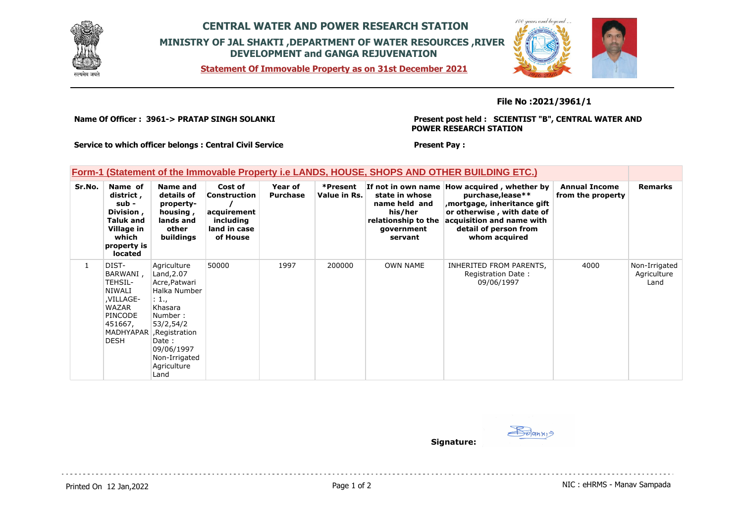# CENTRAL WATER AND POWER RESEARCH STATION

## MINISTRY OF JAL SHAKTI ,DEPARTMENT OF WATER RESOURCES ,RIVER DEVELOPMENT and GANGA REJUVENATION

**Statement Of Immovable Property as on 31st December 2021**

**File No :2021/3961/1**

**Name Of Officer : 3961-> PRATAP SINGH SOLANKI**

**Present post held : SCIENTIST "B", CENTRAL WATER AND POWER RESEARCH STATION**

**Service to which officer belongs : Central Civil Service**

**Present Pay :**

### Form-1 (Statement of the Immovable Property i.e LANDS, HOUSE, SHOPS AND OTHER BUILDING ETC.)

| Sr.No. | Name of district , sub - Division , Taluk and Village in which property is located | Name and details of property- housing , lands and other buildings | Cost of Construction / acquirement including land in case of House | Year of Purchase | *Present Value in Rs. | If not in own name state in whose name held and his/her relationship to the government servant | How acquired , whether by purchase,lease** ,mortgage, inheritance gift or otherwise , with date of acquisition and name with detail of person from whom acquired | Annual Income from the property | Remarks |
|---|---|---|---|---|---|---|---|---|---|
| 1 | DIST-BARWANI , TEHSIL-NIWALI ,VILLAGE-WAZAR PINCODE 451667, MADHYAPARDESH | Agriculture Land,2.07 Acre,Patwari Halka Number : 1., Khasara Number : 53/2,54/2 ,Registration Date : 09/06/1997 Non-Irrigated Agriculture Land | 50000 | 1997 | 200000 | OWN NAME | INHERITED FROM PARENTS, Registration Date : 09/06/1997 | 4000 | Non-Irrigated Agriculture Land |

**Signature:**

Printed On 12 Jan,2022

NIC : eHRMS - Manav Sampada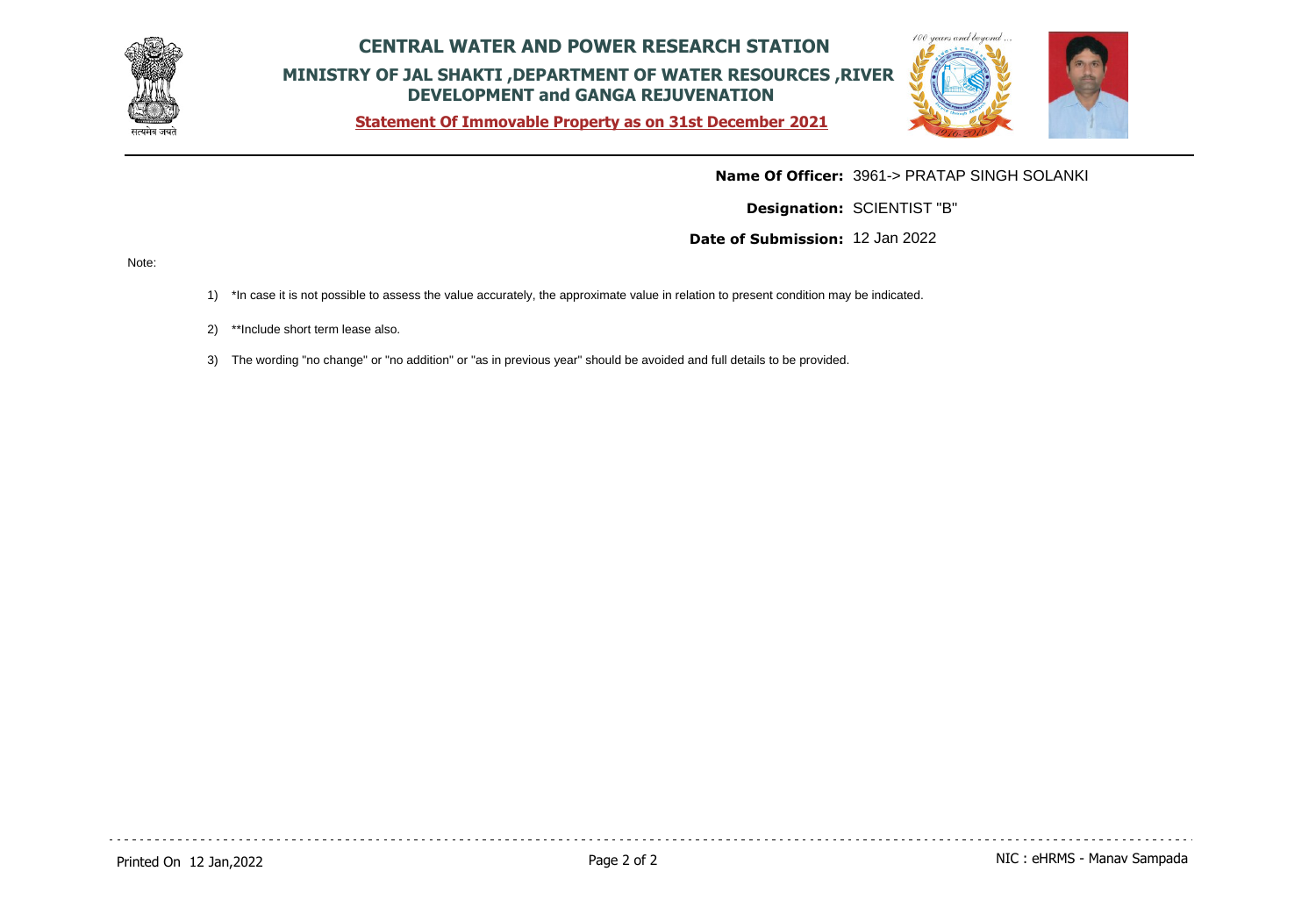# CENTRAL WATER AND POWER RESEARCH STATION

## MINISTRY OF JAL SHAKTI ,DEPARTMENT OF WATER RESOURCES ,RIVER DEVELOPMENT and GANGA REJUVENATION

**Statement Of Immovable Property as on 31st December 2021**

**Name Of Officer:** 3961-> PRATAP SINGH SOLANKI

**Designation:** SCIENTIST "B"

**Date of Submission:** 12 Jan 2022

Note:

1) *In case it is not possible to assess the value accurately, the approximate value in relation to present condition may be indicated.

2) **Include short term lease also.

3) The wording "no change" or "no addition" or "as in previous year" should be avoided and full details to be provided.

Printed On 12 Jan,2022

NIC : eHRMS - Manav Sampada